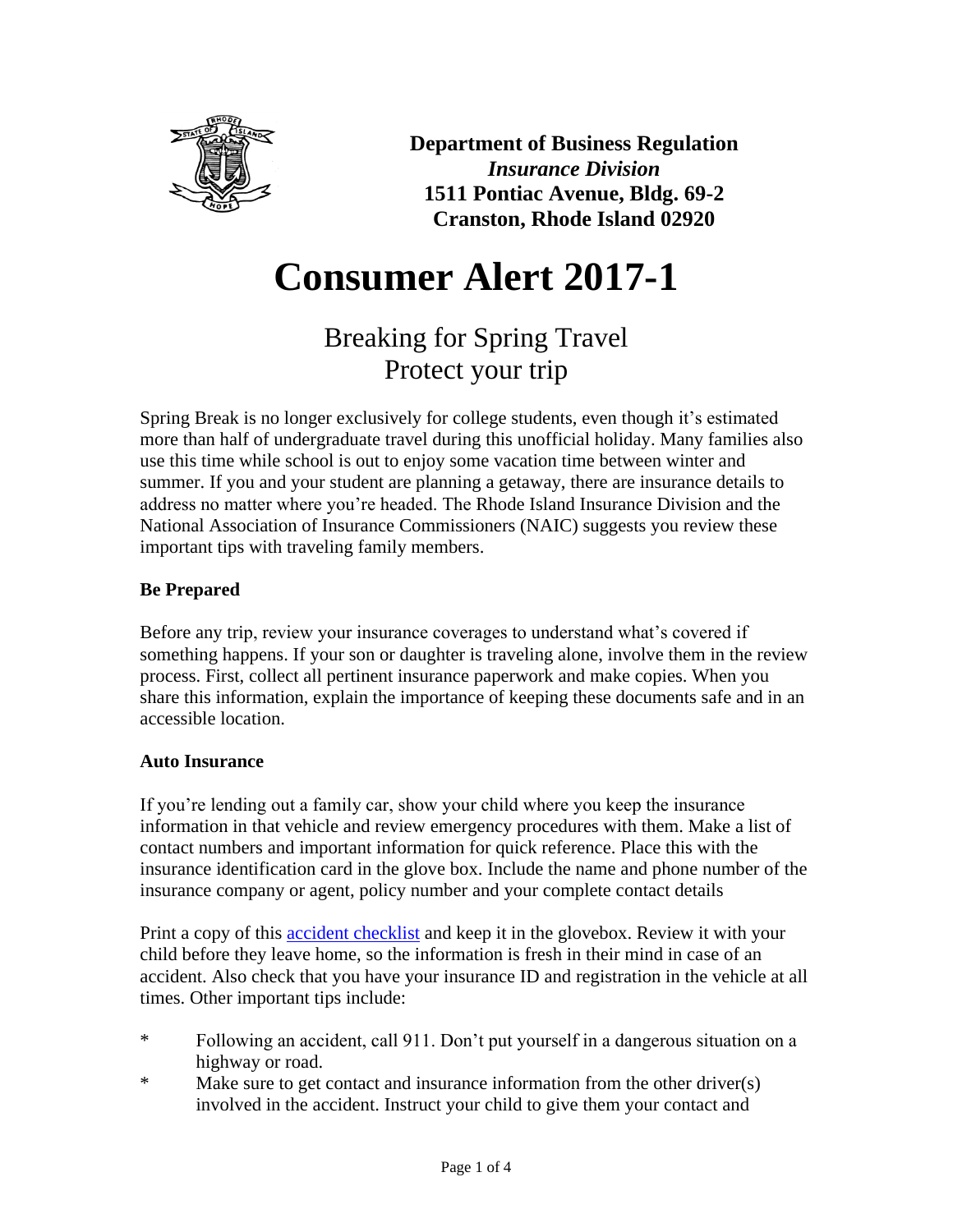**Department of Business Regulation**
***Insurance Division***
**1511 Pontiac Avenue, Bldg. 69-2**
**Cranston, Rhode Island 02920**

# Consumer Alert 2017-1

## Breaking for Spring Travel
## Protect your trip

Spring Break is no longer exclusively for college students, even though it's estimated more than half of undergraduate travel during this unofficial holiday. Many families also use this time while school is out to enjoy some vacation time between winter and summer. If you and your student are planning a getaway, there are insurance details to address no matter where you're headed. The Rhode Island Insurance Division and the National Association of Insurance Commissioners (NAIC) suggests you review these important tips with traveling family members.

**Be Prepared**

Before any trip, review your insurance coverages to understand what's covered if something happens. If your son or daughter is traveling alone, involve them in the review process. First, collect all pertinent insurance paperwork and make copies. When you share this information, explain the importance of keeping these documents safe and in an accessible location.

**Auto Insurance**

If you're lending out a family car, show your child where you keep the insurance information in that vehicle and review emergency procedures with them. Make a list of contact numbers and important information for quick reference. Place this with the insurance identification card in the glove box. Include the name and phone number of the insurance company or agent, policy number and your complete contact details

Print a copy of this accident checklist and keep it in the glovebox. Review it with your child before they leave home, so the information is fresh in their mind in case of an accident. Also check that you have your insurance ID and registration in the vehicle at all times. Other important tips include:

* Following an accident, call 911. Don't put yourself in a dangerous situation on a highway or road.
* Make sure to get contact and insurance information from the other driver(s) involved in the accident. Instruct your child to give them your contact and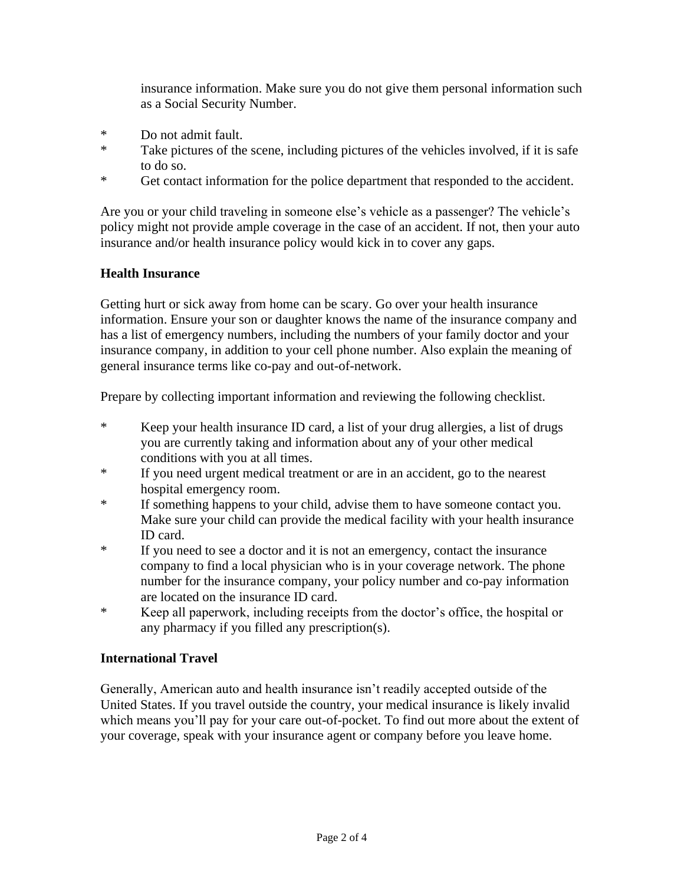insurance information. Make sure you do not give them personal information such as a Social Security Number.

* Do not admit fault.
* Take pictures of the scene, including pictures of the vehicles involved, if it is safe to do so.
* Get contact information for the police department that responded to the accident.

Are you or your child traveling in someone else's vehicle as a passenger? The vehicle's policy might not provide ample coverage in the case of an accident. If not, then your auto insurance and/or health insurance policy would kick in to cover any gaps.

**Health Insurance**

Getting hurt or sick away from home can be scary. Go over your health insurance information. Ensure your son or daughter knows the name of the insurance company and has a list of emergency numbers, including the numbers of your family doctor and your insurance company, in addition to your cell phone number. Also explain the meaning of general insurance terms like co-pay and out-of-network.

Prepare by collecting important information and reviewing the following checklist.

* Keep your health insurance ID card, a list of your drug allergies, a list of drugs you are currently taking and information about any of your other medical conditions with you at all times.
* If you need urgent medical treatment or are in an accident, go to the nearest hospital emergency room.
* If something happens to your child, advise them to have someone contact you. Make sure your child can provide the medical facility with your health insurance ID card.
* If you need to see a doctor and it is not an emergency, contact the insurance company to find a local physician who is in your coverage network. The phone number for the insurance company, your policy number and co-pay information are located on the insurance ID card.
* Keep all paperwork, including receipts from the doctor's office, the hospital or any pharmacy if you filled any prescription(s).

**International Travel**

Generally, American auto and health insurance isn't readily accepted outside of the United States. If you travel outside the country, your medical insurance is likely invalid which means you'll pay for your care out-of-pocket. To find out more about the extent of your coverage, speak with your insurance agent or company before you leave home.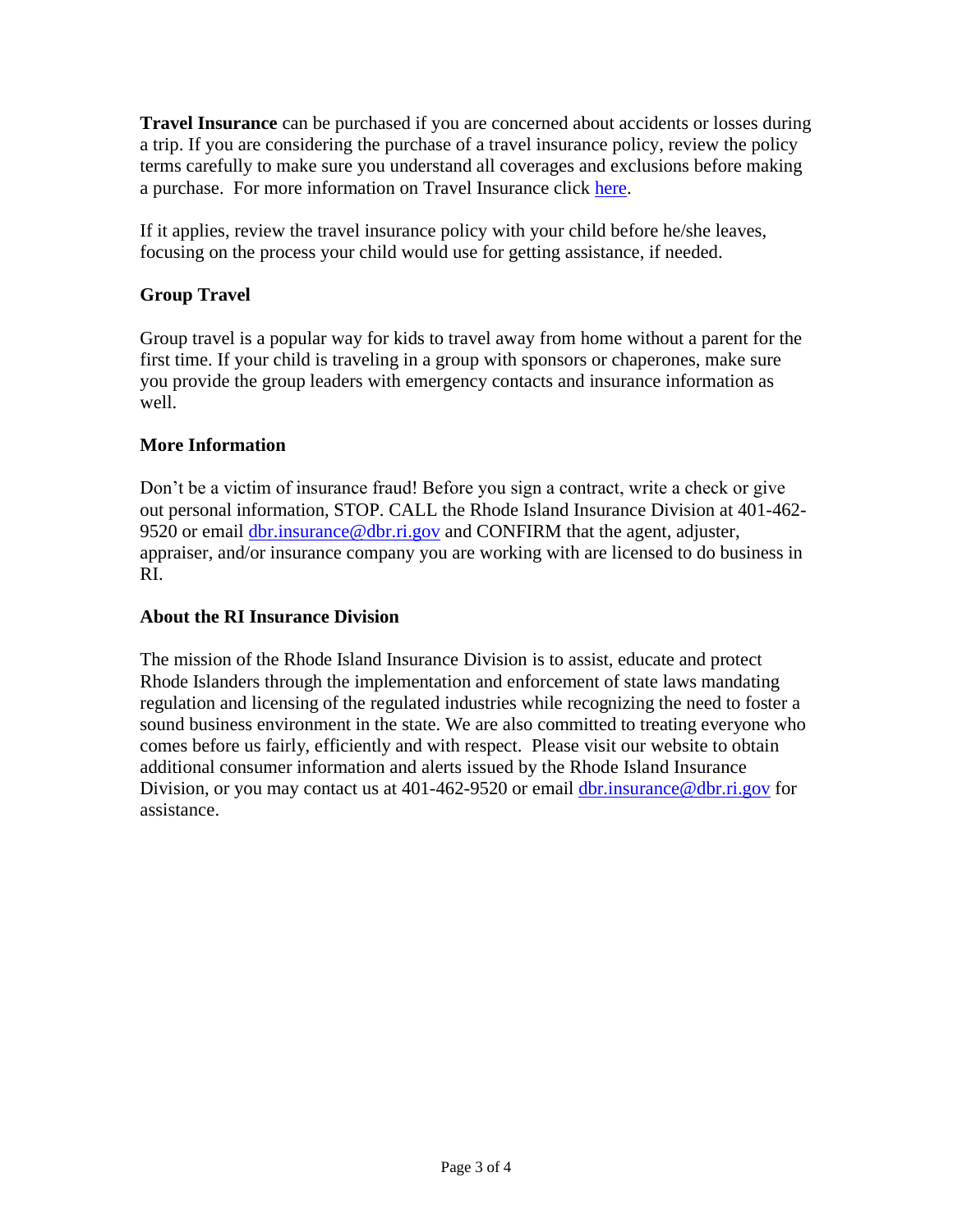**Travel Insurance** can be purchased if you are concerned about accidents or losses during a trip. If you are considering the purchase of a travel insurance policy, review the policy terms carefully to make sure you understand all coverages and exclusions before making a purchase. For more information on Travel Insurance click here.

If it applies, review the travel insurance policy with your child before he/she leaves, focusing on the process your child would use for getting assistance, if needed.

### Group Travel

Group travel is a popular way for kids to travel away from home without a parent for the first time. If your child is traveling in a group with sponsors or chaperones, make sure you provide the group leaders with emergency contacts and insurance information as well.

### More Information

Don't be a victim of insurance fraud! Before you sign a contract, write a check or give out personal information, STOP. CALL the Rhode Island Insurance Division at 401-462-9520 or email dbr.insurance@dbr.ri.gov and CONFIRM that the agent, adjuster, appraiser, and/or insurance company you are working with are licensed to do business in RI.

### About the RI Insurance Division

The mission of the Rhode Island Insurance Division is to assist, educate and protect Rhode Islanders through the implementation and enforcement of state laws mandating regulation and licensing of the regulated industries while recognizing the need to foster a sound business environment in the state. We are also committed to treating everyone who comes before us fairly, efficiently and with respect. Please visit our website to obtain additional consumer information and alerts issued by the Rhode Island Insurance Division, or you may contact us at 401-462-9520 or email dbr.insurance@dbr.ri.gov for assistance.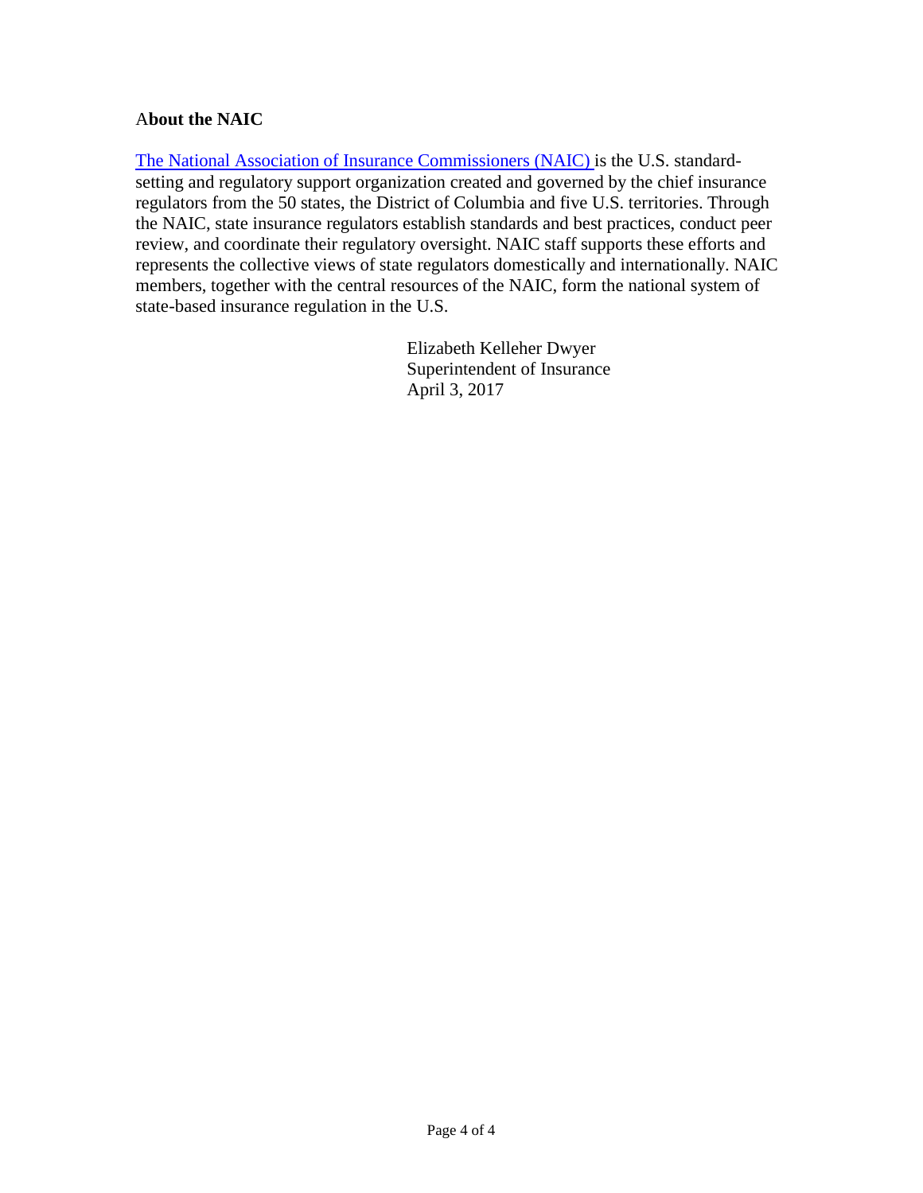**About the NAIC**

The National Association of Insurance Commissioners (NAIC) is the U.S. standard-setting and regulatory support organization created and governed by the chief insurance regulators from the 50 states, the District of Columbia and five U.S. territories. Through the NAIC, state insurance regulators establish standards and best practices, conduct peer review, and coordinate their regulatory oversight. NAIC staff supports these efforts and represents the collective views of state regulators domestically and internationally. NAIC members, together with the central resources of the NAIC, form the national system of state-based insurance regulation in the U.S.

Elizabeth Kelleher Dwyer
Superintendent of Insurance
April 3, 2017